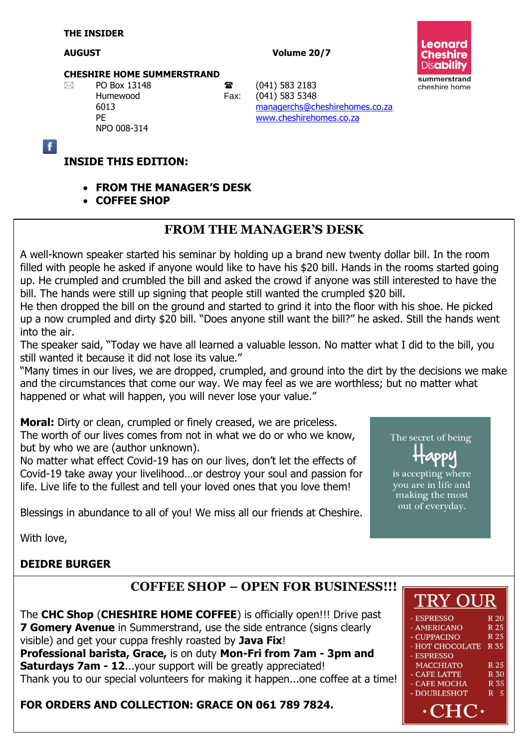**THE INSIDER**

**AUGUST** **Volume 20/7**

**CHESHIRE HOME SUMMERSTRAND**

PO Box 13148
Humewood
6013
PE
NPO 008-314

☎ (041) 583 2183
Fax: (041) 583 5348
managerchs@cheshirehomes.co.za
www.cheshirehomes.co.za

Leonard Cheshire Disability
summerstrand cheshire home

## INSIDE THIS EDITION:

- **FROM THE MANAGER'S DESK**
- **COFFEE SHOP**

## FROM THE MANAGER'S DESK

A well-known speaker started his seminar by holding up a brand new twenty dollar bill. In the room filled with people he asked if anyone would like to have his $20 bill. Hands in the rooms started going up. He crumpled and crumbled the bill and asked the crowd if anyone was still interested to have the bill. The hands were still up signing that people still wanted the crumpled $20 bill.

He then dropped the bill on the ground and started to grind it into the floor with his shoe. He picked up a now crumpled and dirty $20 bill. "Does anyone still want the bill?" he asked. Still the hands went into the air.

The speaker said, "Today we have all learned a valuable lesson. No matter what I did to the bill, you still wanted it because it did not lose its value."

"Many times in our lives, we are dropped, crumpled, and ground into the dirt by the decisions we make and the circumstances that come our way. We may feel as we are worthless; but no matter what happened or what will happen, you will never lose your value."

**Moral:** Dirty or clean, crumpled or finely creased, we are priceless.
The worth of our lives comes from not in what we do or who we know, but by who we are (author unknown).
No matter what effect Covid-19 has on our lives, don't let the effects of Covid-19 take away your livelihood…or destroy your soul and passion for life. Live life to the fullest and tell your loved ones that you love them!

The secret of being Happy is accepting where you are in life and making the most out of everyday.

Blessings in abundance to all of you! We miss all our friends at Cheshire.

With love,

**DEIDRE BURGER**

## COFFEE SHOP – OPEN FOR BUSINESS!!!

The **CHC Shop** (**CHESHIRE HOME COFFEE**) is officially open!!! Drive past **7 Gomery Avenue** in Summerstrand, use the side entrance (signs clearly visible) and get your cuppa freshly roasted by **Java Fix**!
**Professional barista, Grace,** is on duty **Mon-Fri from 7am - 3pm and Saturdays 7am - 12**...your support will be greatly appreciated!
Thank you to our special volunteers for making it happen...one coffee at a time!

**FOR ORDERS AND COLLECTION: GRACE ON 061 789 7824.**

### TRY OUR

| Item | Price |
|---|---|
| - ESPRESSO | R 20 |
| - AMERICANO | R 25 |
| - CUPPACINO | R 25 |
| - HOT CHOCOLATE | R 35 |
| - ESPRESSO MACCHIATO | R 25 |
| - CAFE LATTE | R 30 |
| - CAFE MOCHA | R 35 |
| - DOUBLESHOT | R 5 |

·CHC·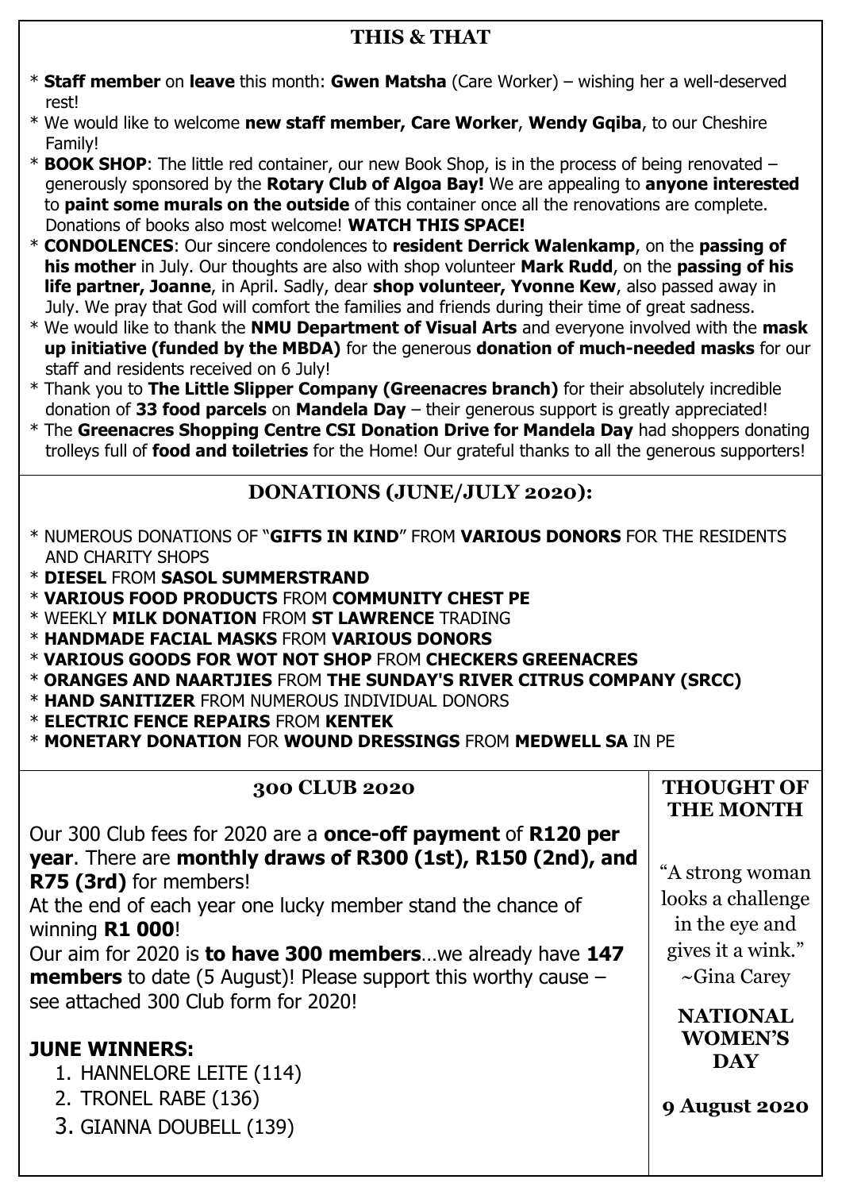## THIS & THAT

* **Staff member** on **leave** this month: **Gwen Matsha** (Care Worker) – wishing her a well-deserved rest!
* We would like to welcome **new staff member, Care Worker**, **Wendy Gqiba**, to our Cheshire Family!
* **BOOK SHOP**: The little red container, our new Book Shop, is in the process of being renovated – generously sponsored by the **Rotary Club of Algoa Bay!** We are appealing to **anyone interested** to **paint some murals on the outside** of this container once all the renovations are complete. Donations of books also most welcome! **WATCH THIS SPACE!**
* **CONDOLENCES**: Our sincere condolences to **resident Derrick Walenkamp**, on the **passing of his mother** in July. Our thoughts are also with shop volunteer **Mark Rudd**, on the **passing of his life partner, Joanne**, in April. Sadly, dear **shop volunteer, Yvonne Kew**, also passed away in July. We pray that God will comfort the families and friends during their time of great sadness.
* We would like to thank the **NMU Department of Visual Arts** and everyone involved with the **mask up initiative (funded by the MBDA)** for the generous **donation of much-needed masks** for our staff and residents received on 6 July!
* Thank you to **The Little Slipper Company (Greenacres branch)** for their absolutely incredible donation of **33 food parcels** on **Mandela Day** – their generous support is greatly appreciated!
* The **Greenacres Shopping Centre CSI Donation Drive for Mandela Day** had shoppers donating trolleys full of **food and toiletries** for the Home! Our grateful thanks to all the generous supporters!

## DONATIONS (JUNE/JULY 2020):

* NUMEROUS DONATIONS OF "**GIFTS IN KIND**" FROM **VARIOUS DONORS** FOR THE RESIDENTS AND CHARITY SHOPS
* **DIESEL** FROM **SASOL SUMMERSTRAND**
* **VARIOUS FOOD PRODUCTS** FROM **COMMUNITY CHEST PE**
* WEEKLY **MILK DONATION** FROM **ST LAWRENCE** TRADING
* **HANDMADE FACIAL MASKS** FROM **VARIOUS DONORS**
* **VARIOUS GOODS FOR WOT NOT SHOP** FROM **CHECKERS GREENACRES**
* **ORANGES AND NAARTJIES** FROM **THE SUNDAY'S RIVER CITRUS COMPANY (SRCC)**
* **HAND SANITIZER** FROM NUMEROUS INDIVIDUAL DONORS
* **ELECTRIC FENCE REPAIRS** FROM **KENTEK**
* **MONETARY DONATION** FOR **WOUND DRESSINGS** FROM **MEDWELL SA** IN PE

## 300 CLUB 2020

Our 300 Club fees for 2020 are a **once-off payment** of **R120 per year**. There are **monthly draws of R300 (1st), R150 (2nd), and R75 (3rd)** for members!
At the end of each year one lucky member stand the chance of winning **R1 000**!
Our aim for 2020 is **to have 300 members**…we already have **147 members** to date (5 August)! Please support this worthy cause – see attached 300 Club form for 2020!

### JUNE WINNERS:

1. HANNELORE LEITE (114)
2. TRONEL RABE (136)
3. GIANNA DOUBELL (139)

## THOUGHT OF THE MONTH

"A strong woman looks a challenge in the eye and gives it a wink."
~Gina Carey

**NATIONAL WOMEN'S DAY**

**9 August 2020**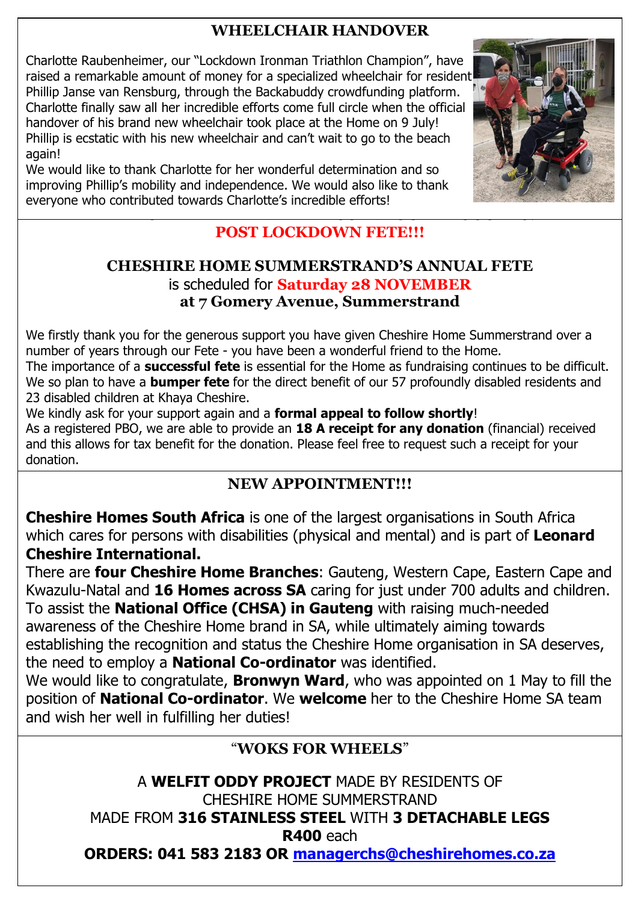## WHEELCHAIR HANDOVER

Charlotte Raubenheimer, our "Lockdown Ironman Triathlon Champion", have raised a remarkable amount of money for a specialized wheelchair for resident Phillip Janse van Rensburg, through the Backabuddy crowdfunding platform. Charlotte finally saw all her incredible efforts come full circle when the official handover of his brand new wheelchair took place at the Home on 9 July! Phillip is ecstatic with his new wheelchair and can't wait to go to the beach again!

We would like to thank Charlotte for her wonderful determination and so improving Phillip's mobility and independence. We would also like to thank everyone who contributed towards Charlotte's incredible efforts!

## POST LOCKDOWN FETE!!!

**CHESHIRE HOME SUMMERSTRAND'S ANNUAL FETE**
is scheduled for **Saturday 28 NOVEMBER**
**at 7 Gomery Avenue, Summerstrand**

We firstly thank you for the generous support you have given Cheshire Home Summerstrand over a number of years through our Fete - you have been a wonderful friend to the Home.

The importance of a **successful fete** is essential for the Home as fundraising continues to be difficult. We so plan to have a **bumper fete** for the direct benefit of our 57 profoundly disabled residents and 23 disabled children at Khaya Cheshire.

We kindly ask for your support again and a **formal appeal to follow shortly**!

As a registered PBO, we are able to provide an **18 A receipt for any donation** (financial) received and this allows for tax benefit for the donation. Please feel free to request such a receipt for your donation.

## NEW APPOINTMENT!!!

**Cheshire Homes South Africa** is one of the largest organisations in South Africa which cares for persons with disabilities (physical and mental) and is part of **Leonard Cheshire International.**

There are **four Cheshire Home Branches**: Gauteng, Western Cape, Eastern Cape and Kwazulu-Natal and **16 Homes across SA** caring for just under 700 adults and children. To assist the **National Office (CHSA) in Gauteng** with raising much-needed awareness of the Cheshire Home brand in SA, while ultimately aiming towards establishing the recognition and status the Cheshire Home organisation in SA deserves, the need to employ a **National Co-ordinator** was identified.

We would like to congratulate, **Bronwyn Ward**, who was appointed on 1 May to fill the position of **National Co-ordinator**. We **welcome** her to the Cheshire Home SA team and wish her well in fulfilling her duties!

## "WOKS FOR WHEELS"

A **WELFIT ODDY PROJECT** MADE BY RESIDENTS OF
CHESHIRE HOME SUMMERSTRAND
MADE FROM **316 STAINLESS STEEL** WITH **3 DETACHABLE LEGS**
**R400** each
**ORDERS: 041 583 2183 OR managerchs@cheshirehomes.co.za**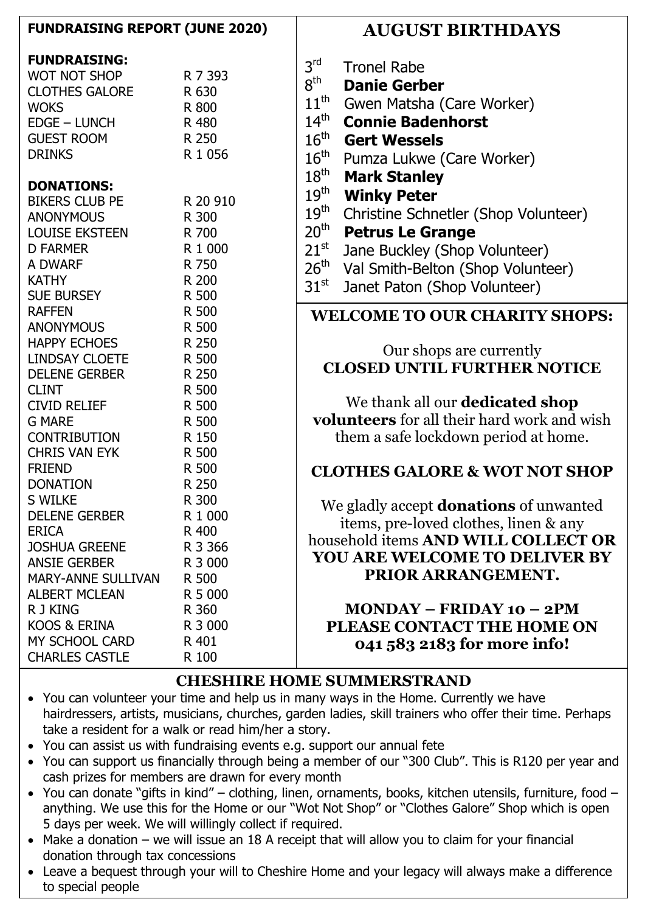## FUNDRAISING REPORT (JUNE 2020)

| | |
|---|---|
| **FUNDRAISING:** | |
| WOT NOT SHOP | R 7 393 |
| CLOTHES GALORE | R 630 |
| WOKS | R 800 |
| EDGE – LUNCH | R 480 |
| GUEST ROOM | R 250 |
| DRINKS | R 1 056 |
| **DONATIONS:** | |
| BIKERS CLUB PE | R 20 910 |
| ANONYMOUS | R 300 |
| LOUISE EKSTEEN | R 700 |
| D FARMER | R 1 000 |
| A DWARF | R 750 |
| KATHY | R 200 |
| SUE BURSEY | R 500 |
| RAFFEN | R 500 |
| ANONYMOUS | R 500 |
| HAPPY ECHOES | R 250 |
| LINDSAY CLOETE | R 500 |
| DELENE GERBER | R 250 |
| CLINT | R 500 |
| CIVID RELIEF | R 500 |
| G MARE | R 500 |
| CONTRIBUTION | R 150 |
| CHRIS VAN EYK | R 500 |
| FRIEND | R 500 |
| DONATION | R 250 |
| S WILKE | R 300 |
| DELENE GERBER | R 1 000 |
| ERICA | R 400 |
| JOSHUA GREENE | R 3 366 |
| ANSIE GERBER | R 3 000 |
| MARY-ANNE SULLIVAN | R 500 |
| ALBERT MCLEAN | R 5 000 |
| R J KING | R 360 |
| KOOS & ERINA | R 3 000 |
| MY SCHOOL CARD | R 401 |
| CHARLES CASTLE | R 100 |

## AUGUST BIRTHDAYS

- 3rd Tronel Rabe
- 8th **Danie Gerber**
- 11th Gwen Matsha (Care Worker)
- 14th **Connie Badenhorst**
- 16th **Gert Wessels**
- 16th Pumza Lukwe (Care Worker)
- 18th **Mark Stanley**
- 19th **Winky Peter**
- 19th Christine Schnetler (Shop Volunteer)
- 20th **Petrus Le Grange**
- 21st Jane Buckley (Shop Volunteer)
- 26th Val Smith-Belton (Shop Volunteer)
- 31st Janet Paton (Shop Volunteer)

## WELCOME TO OUR CHARITY SHOPS:

Our shops are currently
**CLOSED UNTIL FURTHER NOTICE**

We thank all our **dedicated shop volunteers** for all their hard work and wish them a safe lockdown period at home.

## CLOTHES GALORE & WOT NOT SHOP

We gladly accept **donations** of unwanted items, pre-loved clothes, linen & any household items **AND WILL COLLECT OR YOU ARE WELCOME TO DELIVER BY PRIOR ARRANGEMENT.**

**MONDAY – FRIDAY 10 – 2PM**
**PLEASE CONTACT THE HOME ON 041 583 2183 for more info!**

## CHESHIRE HOME SUMMERSTRAND

- You can volunteer your time and help us in many ways in the Home. Currently we have hairdressers, artists, musicians, churches, garden ladies, skill trainers who offer their time. Perhaps take a resident for a walk or read him/her a story.
- You can assist us with fundraising events e.g. support our annual fete
- You can support us financially through being a member of our "300 Club". This is R120 per year and cash prizes for members are drawn for every month
- You can donate "gifts in kind" – clothing, linen, ornaments, books, kitchen utensils, furniture, food – anything. We use this for the Home or our "Wot Not Shop" or "Clothes Galore" Shop which is open 5 days per week. We will willingly collect if required.
- Make a donation – we will issue an 18 A receipt that will allow you to claim for your financial donation through tax concessions
- Leave a bequest through your will to Cheshire Home and your legacy will always make a difference to special people